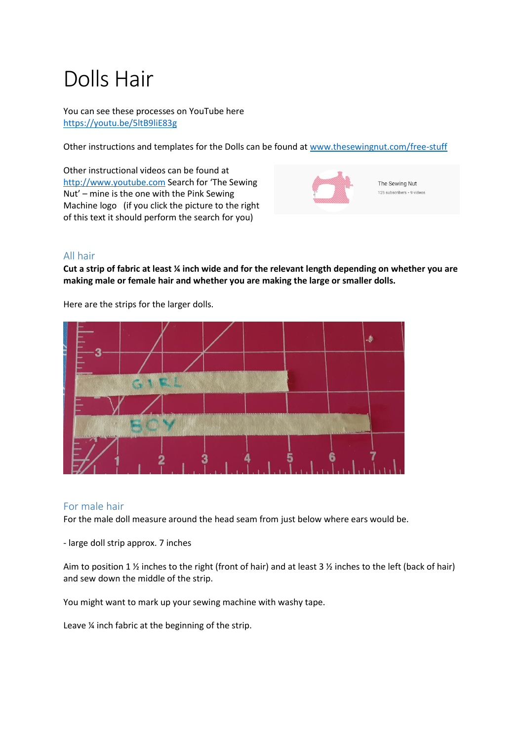# Dolls Hair

You can see these processes on YouTube here
https://youtu.be/5ltB9liE83g

Other instructions and templates for the Dolls can be found at www.thesewingnut.com/free-stuff

Other instructional videos can be found at http://www.youtube.com Search for 'The Sewing Nut' – mine is the one with the Pink Sewing Machine logo (if you click the picture to the right of this text it should perform the search for you)

## All hair

**Cut a strip of fabric at least ¼ inch wide and for the relevant length depending on whether you are making male or female hair and whether you are making the large or smaller dolls.**

Here are the strips for the larger dolls.

## For male hair

For the male doll measure around the head seam from just below where ears would be.

- large doll strip approx. 7 inches

Aim to position 1 ½ inches to the right (front of hair) and at least 3 ½ inches to the left (back of hair) and sew down the middle of the strip.

You might want to mark up your sewing machine with washy tape.

Leave ¼ inch fabric at the beginning of the strip.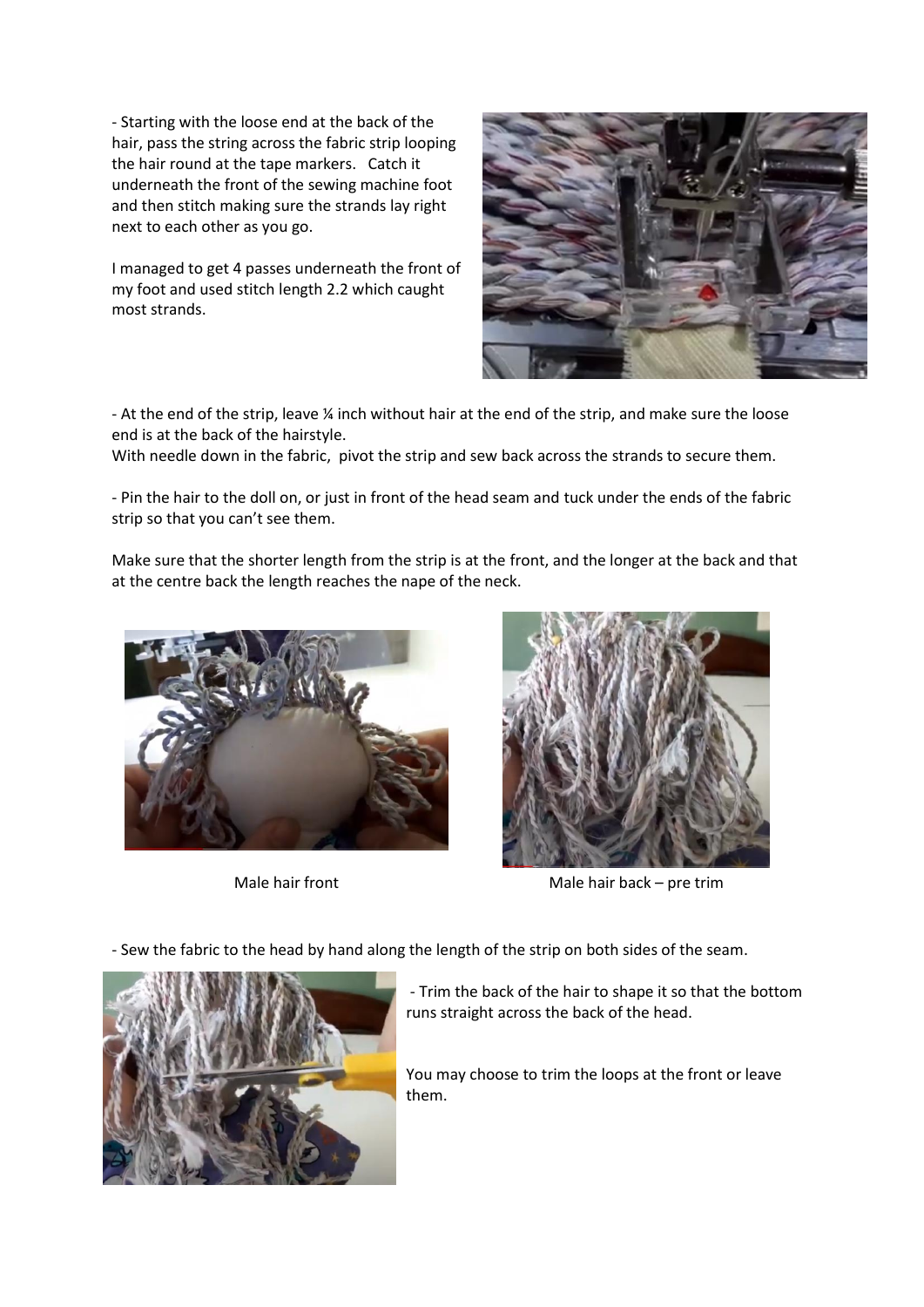- Starting with the loose end at the back of the hair, pass the string across the fabric strip looping the hair round at the tape markers. Catch it underneath the front of the sewing machine foot and then stitch making sure the strands lay right next to each other as you go.

I managed to get 4 passes underneath the front of my foot and used stitch length 2.2 which caught most strands.

- At the end of the strip, leave ¼ inch without hair at the end of the strip, and make sure the loose end is at the back of the hairstyle.
With needle down in the fabric, pivot the strip and sew back across the strands to secure them.

- Pin the hair to the doll on, or just in front of the head seam and tuck under the ends of the fabric strip so that you can't see them.

Make sure that the shorter length from the strip is at the front, and the longer at the back and that at the centre back the length reaches the nape of the neck.

Male hair front

Male hair back – pre trim

- Sew the fabric to the head by hand along the length of the strip on both sides of the seam.

- Trim the back of the hair to shape it so that the bottom runs straight across the back of the head.

You may choose to trim the loops at the front or leave them.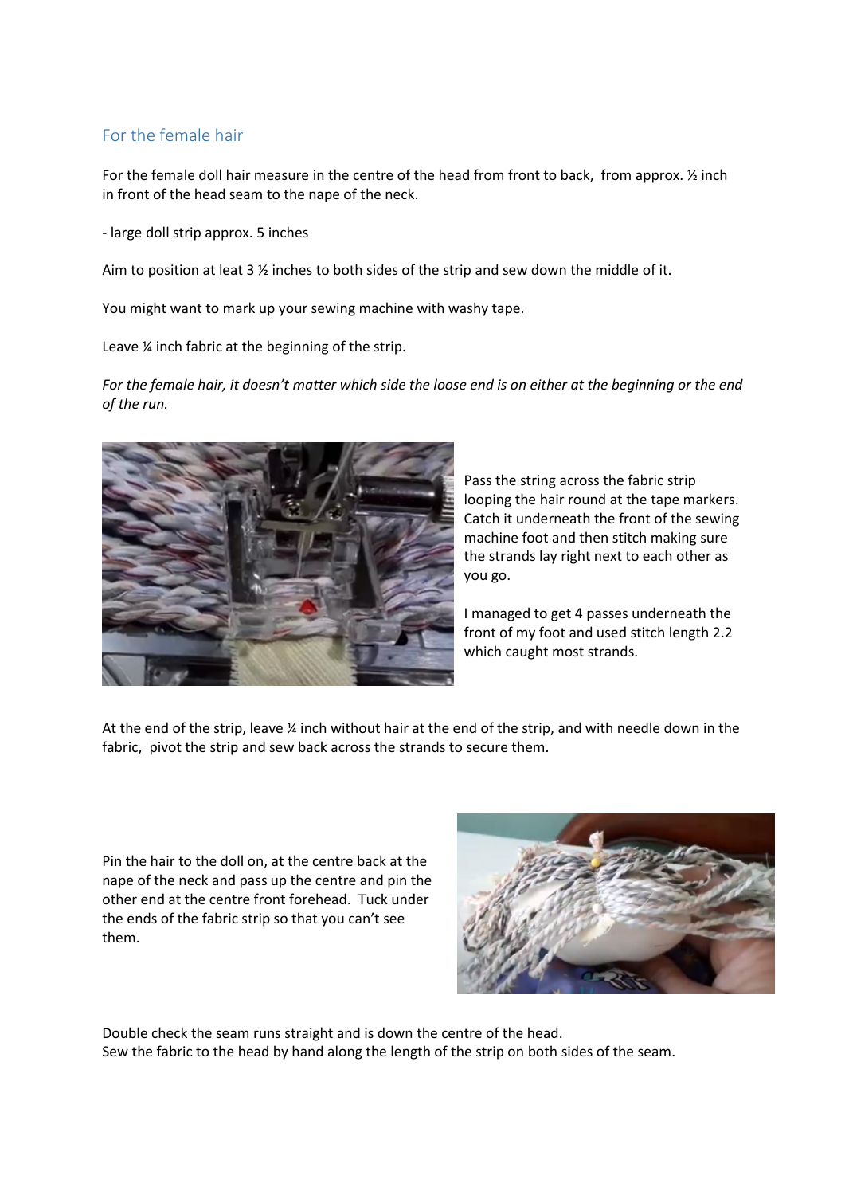## For the female hair

For the female doll hair measure in the centre of the head from front to back, from approx. ½ inch in front of the head seam to the nape of the neck.

- large doll strip approx. 5 inches

Aim to position at leat 3 ½ inches to both sides of the strip and sew down the middle of it.

You might want to mark up your sewing machine with washy tape.

Leave ¼ inch fabric at the beginning of the strip.

*For the female hair, it doesn't matter which side the loose end is on either at the beginning or the end of the run.*

Pass the string across the fabric strip looping the hair round at the tape markers. Catch it underneath the front of the sewing machine foot and then stitch making sure the strands lay right next to each other as you go.

I managed to get 4 passes underneath the front of my foot and used stitch length 2.2 which caught most strands.

At the end of the strip, leave ¼ inch without hair at the end of the strip, and with needle down in the fabric, pivot the strip and sew back across the strands to secure them.

Pin the hair to the doll on, at the centre back at the nape of the neck and pass up the centre and pin the other end at the centre front forehead. Tuck under the ends of the fabric strip so that you can't see them.

Double check the seam runs straight and is down the centre of the head.
Sew the fabric to the head by hand along the length of the strip on both sides of the seam.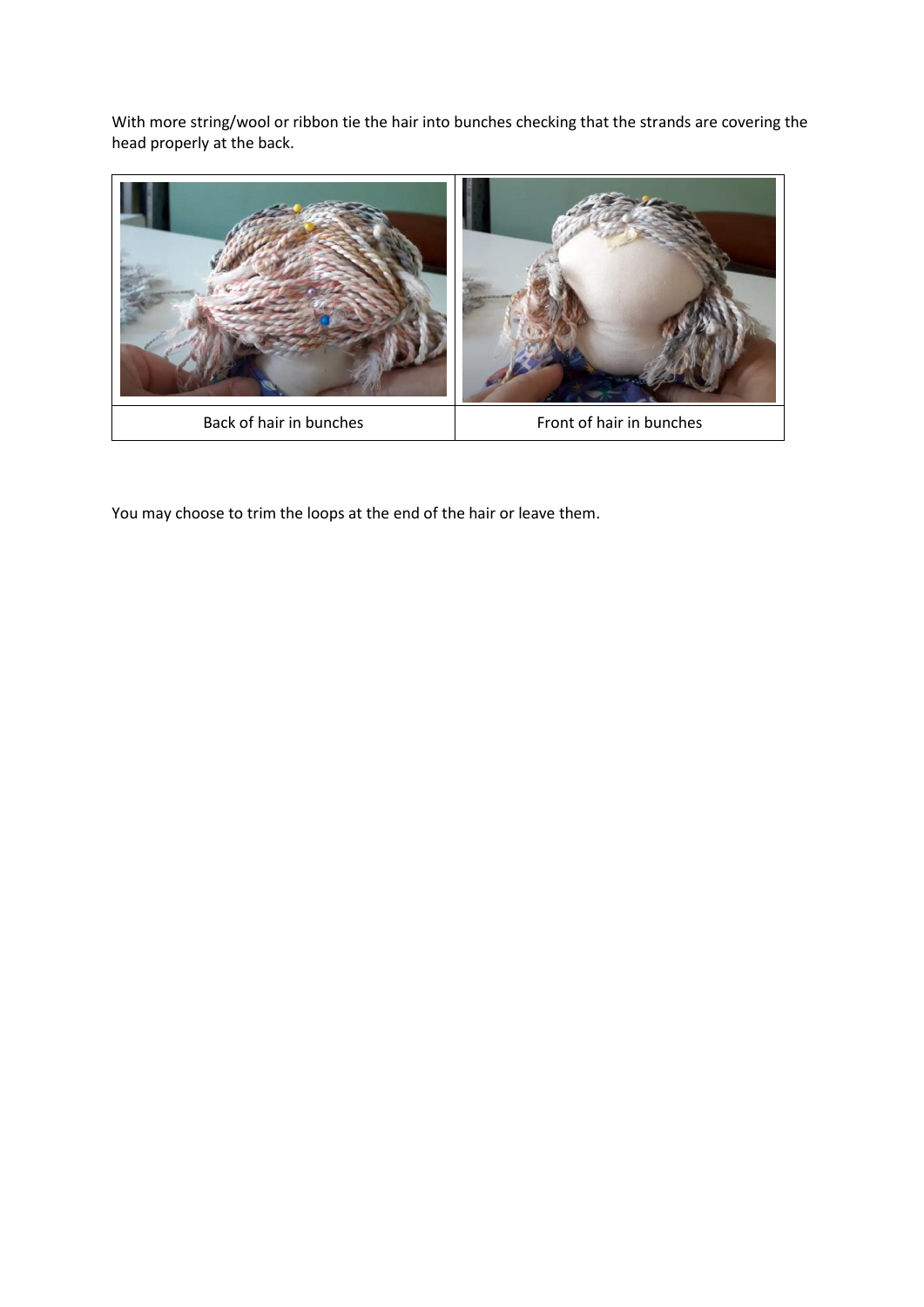With more string/wool or ribbon tie the hair into bunches checking that the strands are covering the head properly at the back.

| | |
|---|---|
| | |
| Back of hair in bunches | Front of hair in bunches |

You may choose to trim the loops at the end of the hair or leave them.